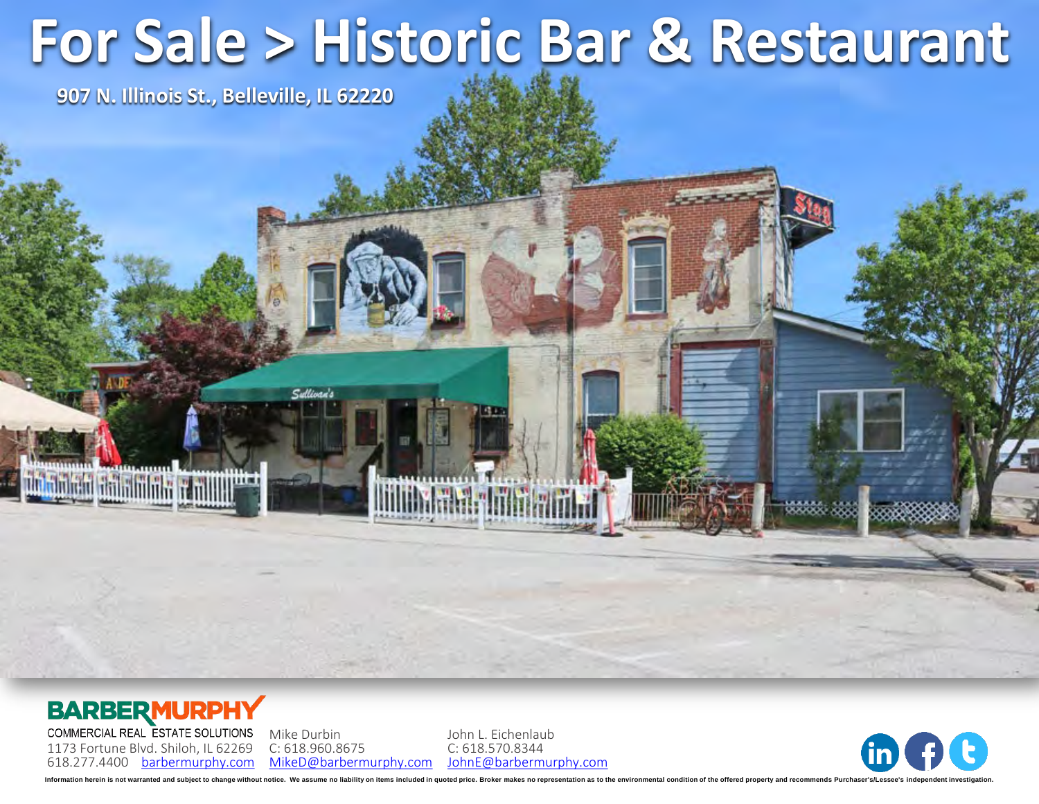# For Sale > Historic Bar & Restaurant

**907 N. Illinois St., Belleville, IL 62220**

**BARBERMURPHY**
COMMERCIAL REAL ESTATE SOLUTIONS
1173 Fortune Blvd. Shiloh, IL 62269
618.277.4400 barbermurphy.com

Mike Durbin
C: 618.960.8675
MikeD@barbermurphy.com

John L. Eichenlaub
C: 618.570.8344
JohnE@barbermurphy.com

Information herein is not warranted and subject to change without notice. We assume no liability on items included in quoted price. Broker makes no representation as to the environmental condition of the offered property and recommends Purchaser's/Lessee's independent investigation.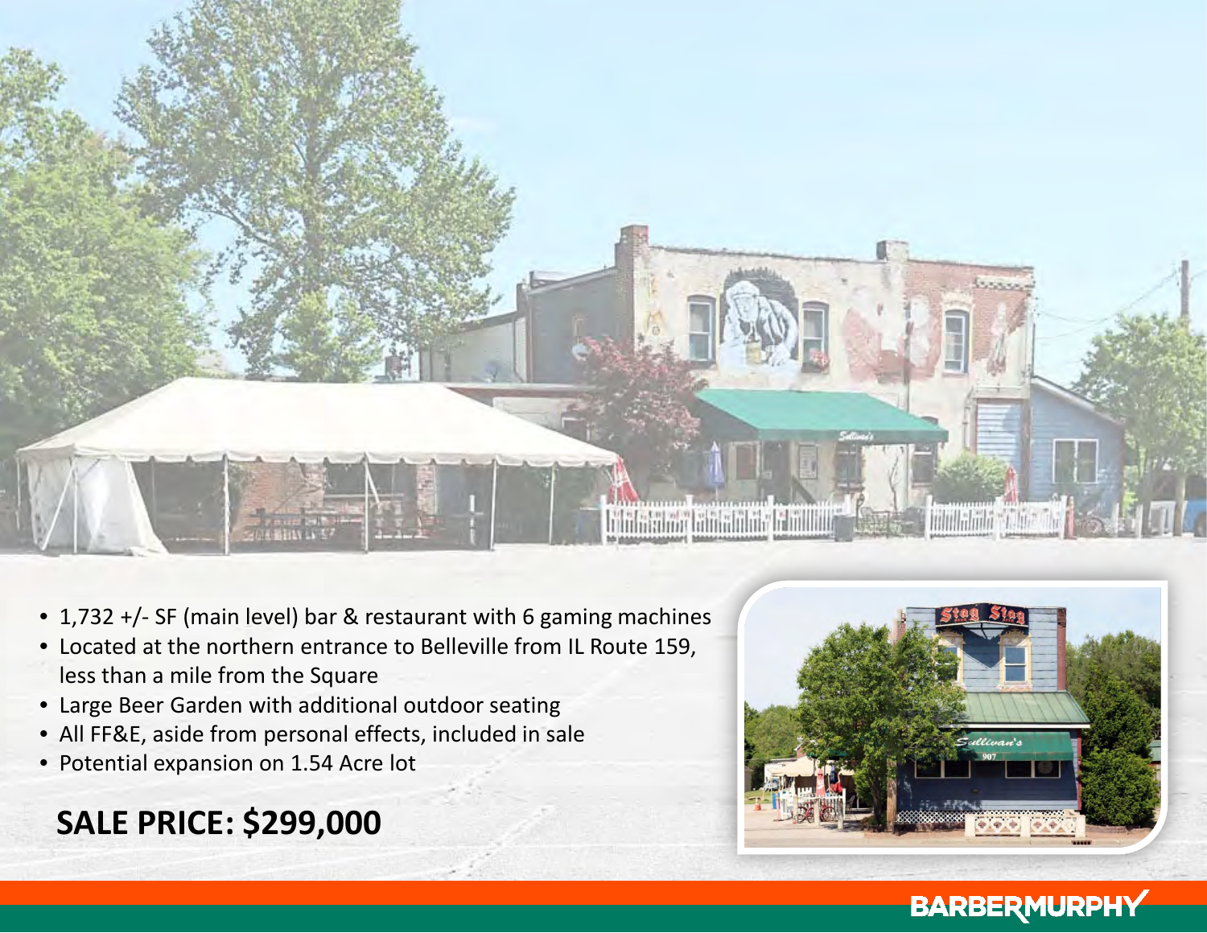- 1,732 +/- SF (main level) bar & restaurant with 6 gaming machines
- Located at the northern entrance to Belleville from IL Route 159, less than a mile from the Square
- Large Beer Garden with additional outdoor seating
- All FF&E, aside from personal effects, included in sale
- Potential expansion on 1.54 Acre lot

**SALE PRICE: $299,000**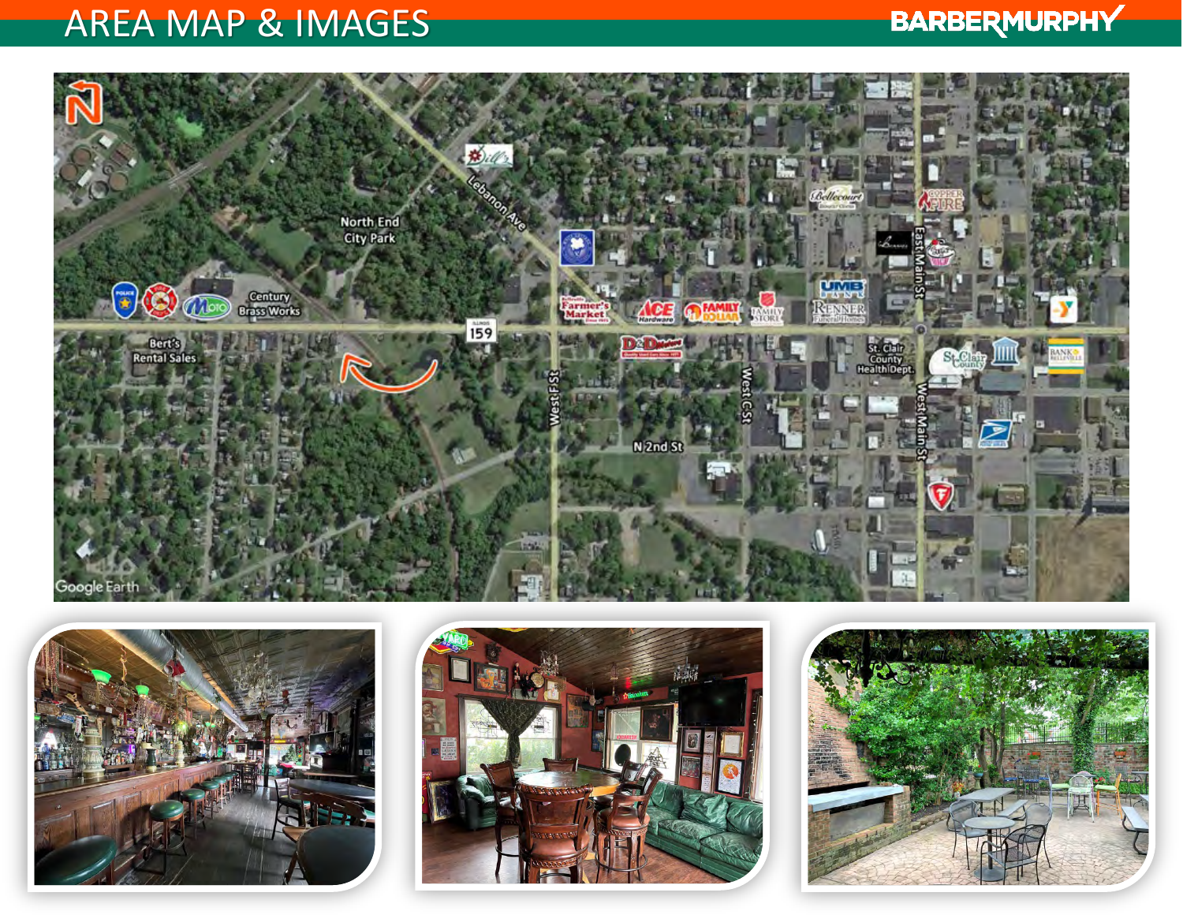# AREA MAP & IMAGES

North End City Park

Lebanon Ave

Century Brass Works

Bert's Rental Sales

159

West F St

N 2nd St

West C St

East Main St

West Main St

St. Clair County Health Dept.

Farmer's Market

ACE Hardware

FAMILY DOLLAR

UMB

Renner Funeral Homes

Copper Fire

St. Clair County

BANK of BELLEVILLE

Google Earth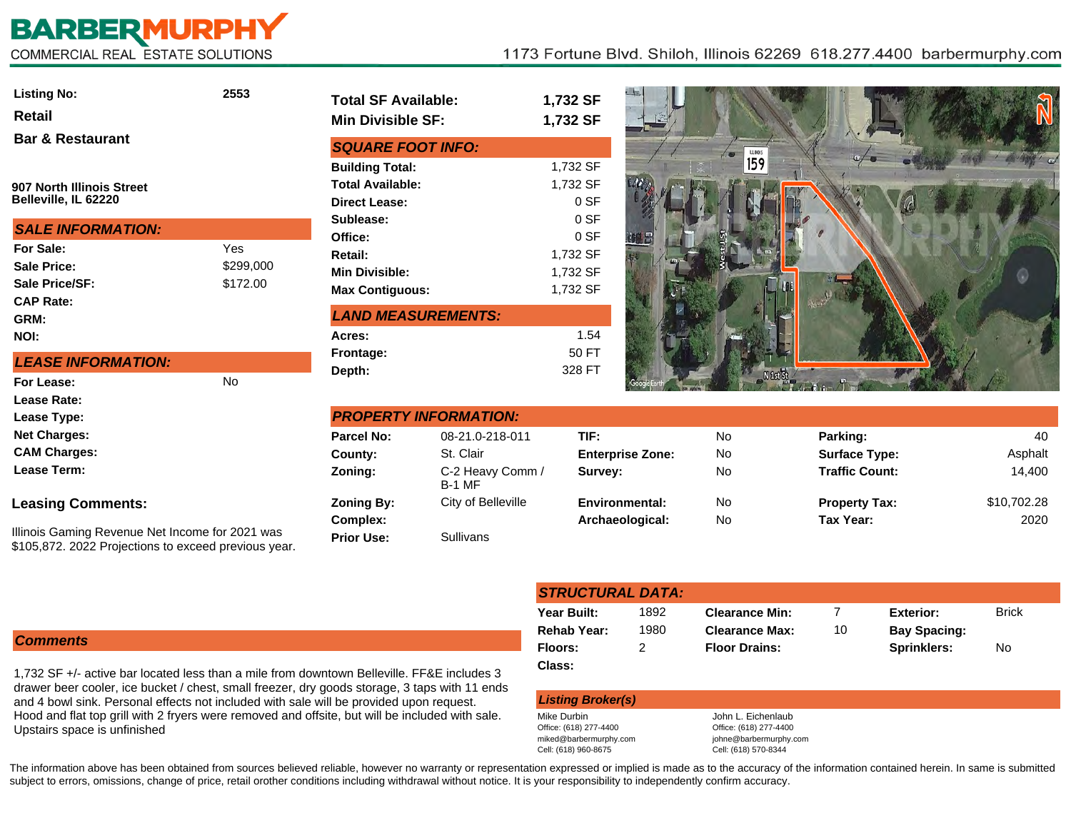**BARBERMURPHY**
COMMERCIAL REAL ESTATE SOLUTIONS

1173 Fortune Blvd. Shiloh, Illinois 62269 618.277.4400 barbermurphy.com

| | |
|---|---|
| **Listing No:** | **2553** |

**Retail**

**Bar & Restaurant**

**907 North Illinois Street**
**Belleville, IL 62220**

## *SALE INFORMATION:*

| | |
|---|---|
| **For Sale:** | Yes |
| **Sale Price:** | $299,000 |
| **Sale Price/SF:** | $172.00 |
| **CAP Rate:** | |
| **GRM:** | |
| **NOI:** | |

## *LEASE INFORMATION:*

| | |
|---|---|
| **For Lease:** | No |
| **Lease Rate:** | |
| **Lease Type:** | |
| **Net Charges:** | |
| **CAM Charges:** | |
| **Lease Term:** | |

**Leasing Comments:**

Illinois Gaming Revenue Net Income for 2021 was $105,872. 2022 Projections to exceed previous year.

| | |
|---|---|
| **Total SF Available:** | **1,732 SF** |
| **Min Divisible SF:** | **1,732 SF** |

## *SQUARE FOOT INFO:*

| | |
|---|---|
| **Building Total:** | 1,732 SF |
| **Total Available:** | 1,732 SF |
| **Direct Lease:** | 0 SF |
| **Sublease:** | 0 SF |
| **Office:** | 0 SF |
| **Retail:** | 1,732 SF |
| **Min Divisible:** | 1,732 SF |
| **Max Contiguous:** | 1,732 SF |

## *LAND MEASUREMENTS:*

| | |
|---|---|
| **Acres:** | 1.54 |
| **Frontage:** | 50 FT |
| **Depth:** | 328 FT |

## *PROPERTY INFORMATION:*

| | | | | | |
|---|---|---|---|---|---|
| **Parcel No:** | 08-21.0-218-011 | **TIF:** | No | **Parking:** | 40 |
| **County:** | St. Clair | **Enterprise Zone:** | No | **Surface Type:** | Asphalt |
| **Zoning:** | C-2 Heavy Comm / B-1 MF | **Survey:** | No | **Traffic Count:** | 14,400 |
| **Zoning By:** | City of Belleville | **Environmental:** | No | **Property Tax:** | $10,702.28 |
| **Complex:** | | **Archaeological:** | No | **Tax Year:** | 2020 |
| **Prior Use:** | Sullivans | | | | |

## *STRUCTURAL DATA:*

| | | | | | |
|---|---|---|---|---|---|
| **Year Built:** | 1892 | **Clearance Min:** | 7 | **Exterior:** | Brick |
| **Rehab Year:** | 1980 | **Clearance Max:** | 10 | **Bay Spacing:** | |
| **Floors:** | 2 | **Floor Drains:** | | **Sprinklers:** | No |
| **Class:** | | | | | |

## *Comments*

1,732 SF +/- active bar located less than a mile from downtown Belleville. FF&E includes 3 drawer beer cooler, ice bucket / chest, small freezer, dry goods storage, 3 taps with 11 ends and 4 bowl sink. Personal effects not included with sale will be provided upon request. Hood and flat top grill with 2 fryers were removed and offsite, but will be included with sale. Upstairs space is unfinished

## *Listing Broker(s)*

Mike Durbin
Office: (618) 277-4400
miked@barbermurphy.com
Cell: (618) 960-8675

John L. Eichenlaub
Office: (618) 277-4400
johne@barbermurphy.com
Cell: (618) 570-8344

The information above has been obtained from sources believed reliable, however no warranty or representation expressed or implied is made as to the accuracy of the information contained herein. In same is submitted subject to errors, omissions, change of price, retail orother conditions including withdrawal without notice. It is your responsibility to independently confirm accuracy.